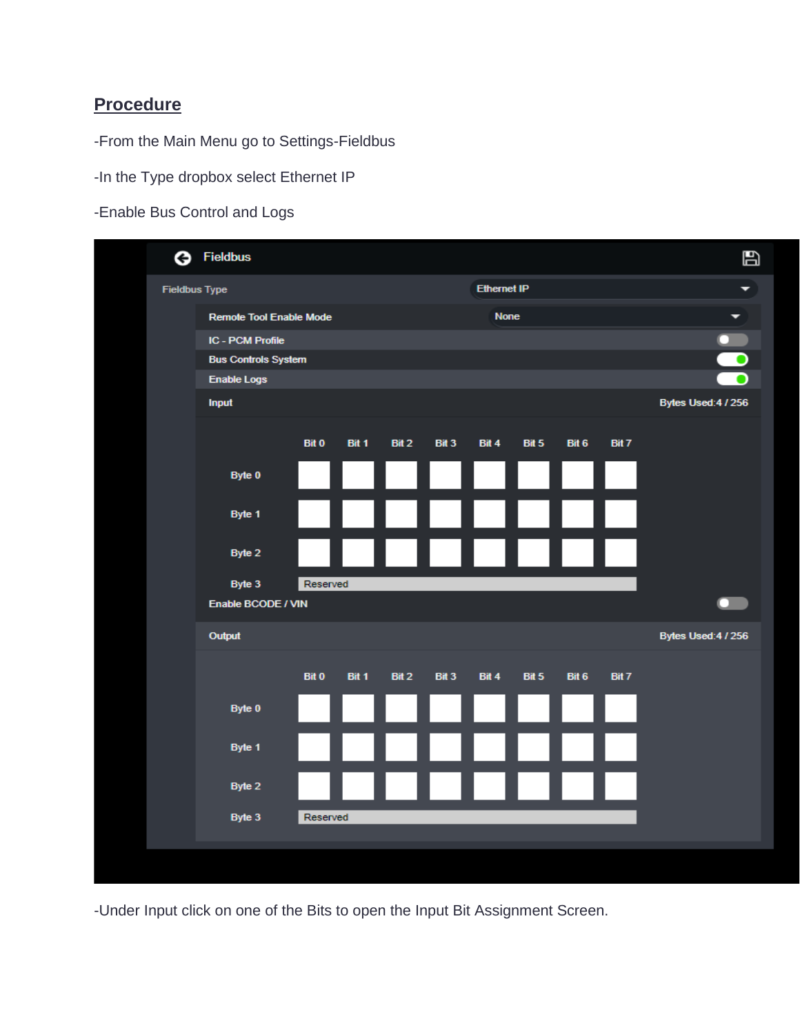## Procedure

-From the Main Menu go to Settings-Fieldbus

-In the Type dropbox select Ethernet IP

-Enable Bus Control and Logs

-Under Input click on one of the Bits to open the Input Bit Assignment Screen.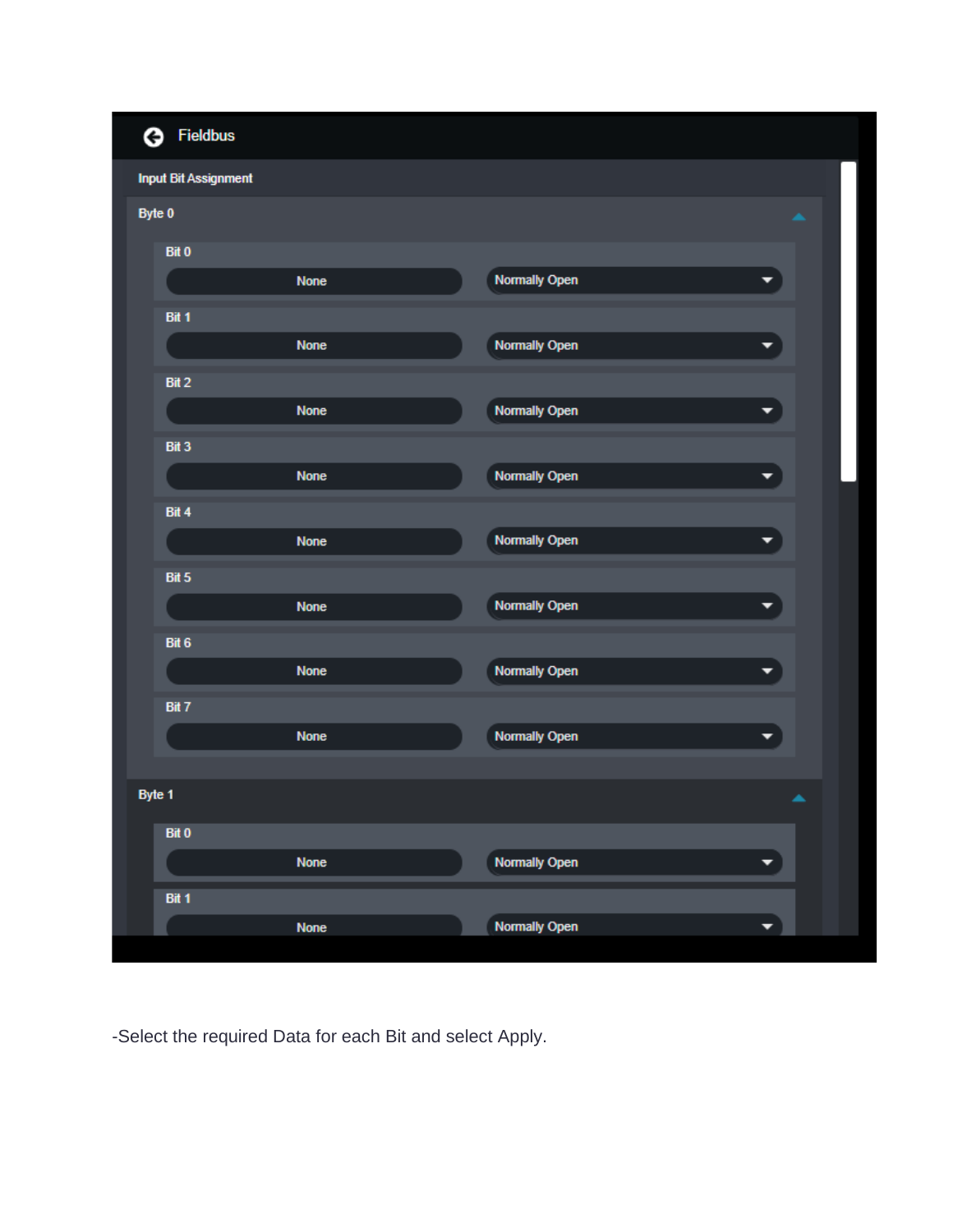Fieldbus

Input Bit Assignment

Byte 0

| Bit | Data | Contact Type |
|---|---|---|
| Bit 0 | None | Normally Open |
| Bit 1 | None | Normally Open |
| Bit 2 | None | Normally Open |
| Bit 3 | None | Normally Open |
| Bit 4 | None | Normally Open |
| Bit 5 | None | Normally Open |
| Bit 6 | None | Normally Open |
| Bit 7 | None | Normally Open |

Byte 1

| Bit | Data | Contact Type |
|---|---|---|
| Bit 0 | None | Normally Open |
| Bit 1 | None | Normally Open |

-Select the required Data for each Bit and select Apply.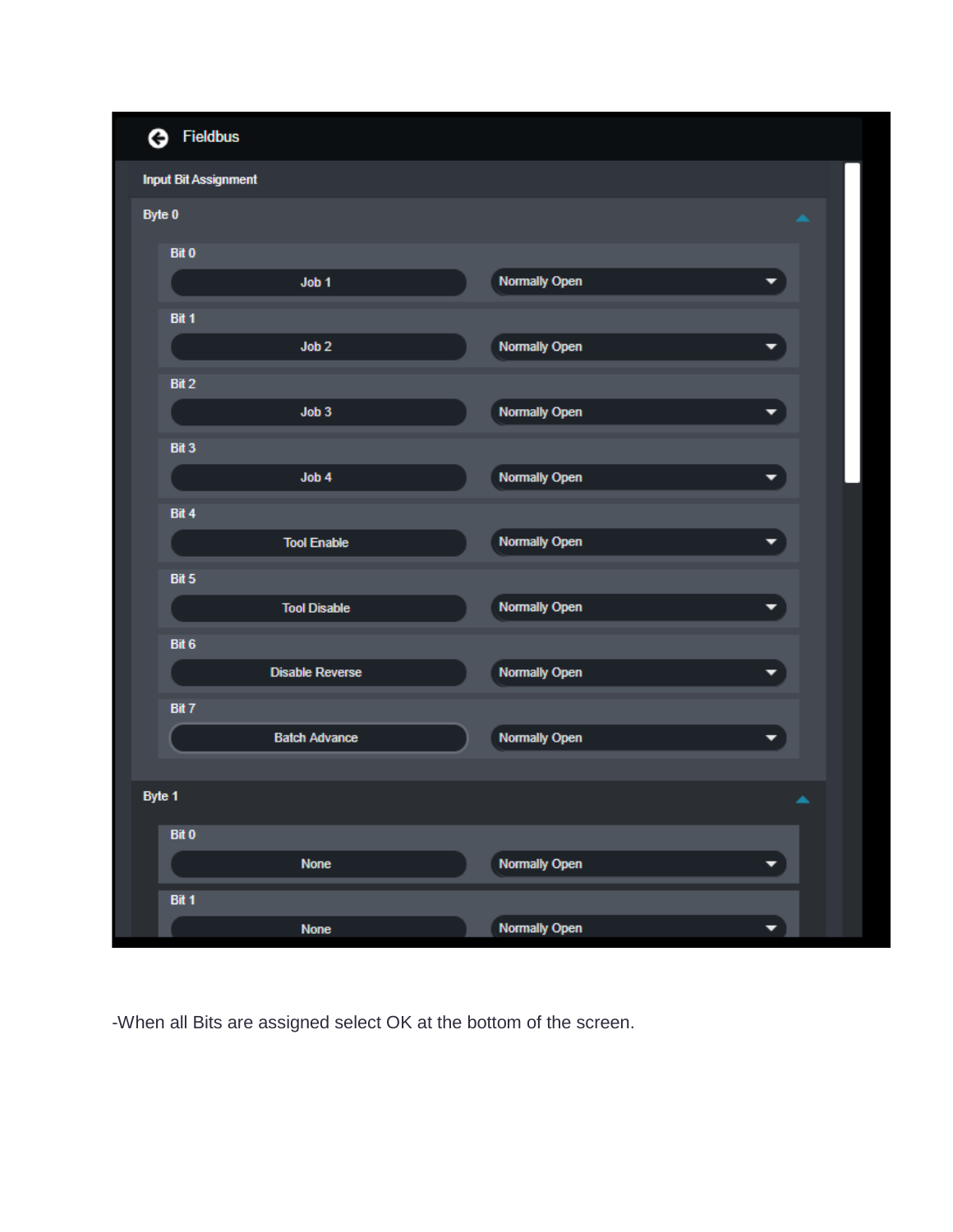Fieldbus

Input Bit Assignment

**Byte 0**

| Bit | Assignment | Type |
| --- | --- | --- |
| Bit 0 | Job 1 | Normally Open |
| Bit 1 | Job 2 | Normally Open |
| Bit 2 | Job 3 | Normally Open |
| Bit 3 | Job 4 | Normally Open |
| Bit 4 | Tool Enable | Normally Open |
| Bit 5 | Tool Disable | Normally Open |
| Bit 6 | Disable Reverse | Normally Open |
| Bit 7 | Batch Advance | Normally Open |

**Byte 1**

| Bit | Assignment | Type |
| --- | --- | --- |
| Bit 0 | None | Normally Open |
| Bit 1 | None | Normally Open |

-When all Bits are assigned select OK at the bottom of the screen.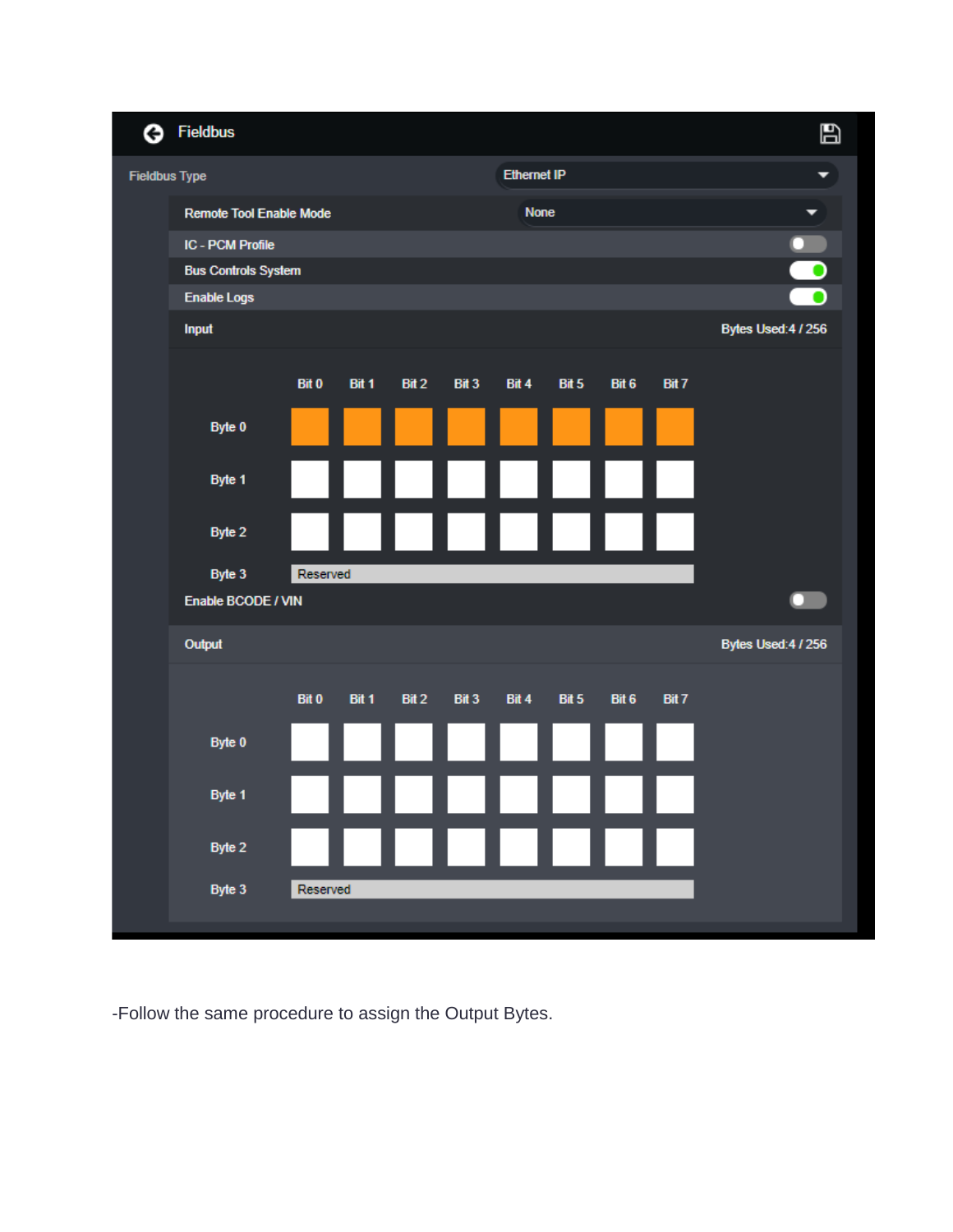**Fieldbus**

Fieldbus Type: Ethernet IP

| Setting | Value |
|---|---|
| Remote Tool Enable Mode | None |
| IC - PCM Profile | Off |
| Bus Controls System | On |
| Enable Logs | On |

**Input** — Bytes Used:4 / 256

| | Bit 0 | Bit 1 | Bit 2 | Bit 3 | Bit 4 | Bit 5 | Bit 6 | Bit 7 |
|---|---|---|---|---|---|---|---|---|
| Byte 0 | | | | | | | | |
| Byte 1 | | | | | | | | |
| Byte 2 | | | | | | | | |
| Byte 3 | Reserved | | | | | | | |

Enable BCODE / VIN: Off

**Output** — Bytes Used:4 / 256

| | Bit 0 | Bit 1 | Bit 2 | Bit 3 | Bit 4 | Bit 5 | Bit 6 | Bit 7 |
|---|---|---|---|---|---|---|---|---|
| Byte 0 | | | | | | | | |
| Byte 1 | | | | | | | | |
| Byte 2 | | | | | | | | |
| Byte 3 | Reserved | | | | | | | |

-Follow the same procedure to assign the Output Bytes.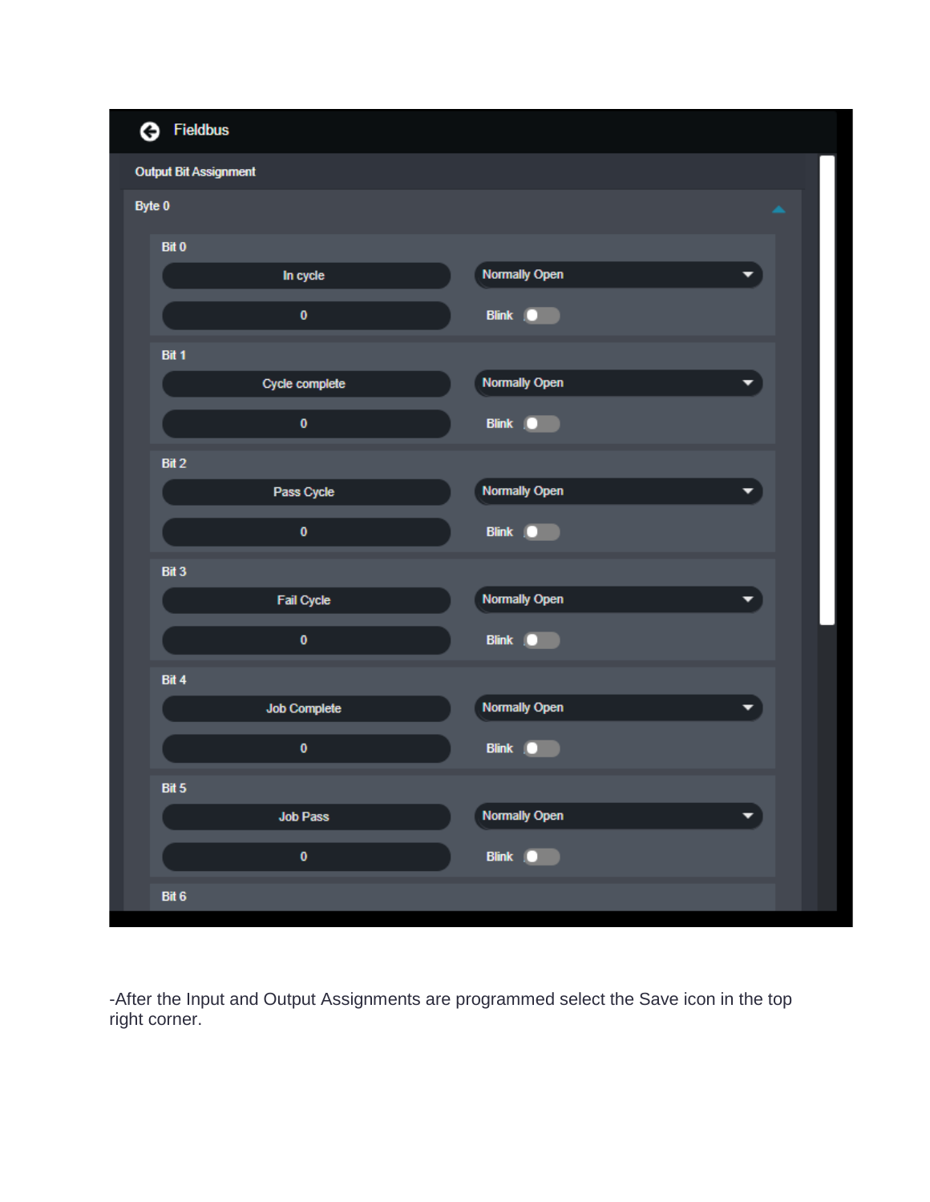Fieldbus

Output Bit Assignment

Byte 0

| Bit | Assignment | Contact | Value | Blink |
|---|---|---|---|---|
| Bit 0 | In cycle | Normally Open | 0 | Off |
| Bit 1 | Cycle complete | Normally Open | 0 | Off |
| Bit 2 | Pass Cycle | Normally Open | 0 | Off |
| Bit 3 | Fail Cycle | Normally Open | 0 | Off |
| Bit 4 | Job Complete | Normally Open | 0 | Off |
| Bit 5 | Job Pass | Normally Open | 0 | Off |
| Bit 6 | | | | |

-After the Input and Output Assignments are programmed select the Save icon in the top right corner.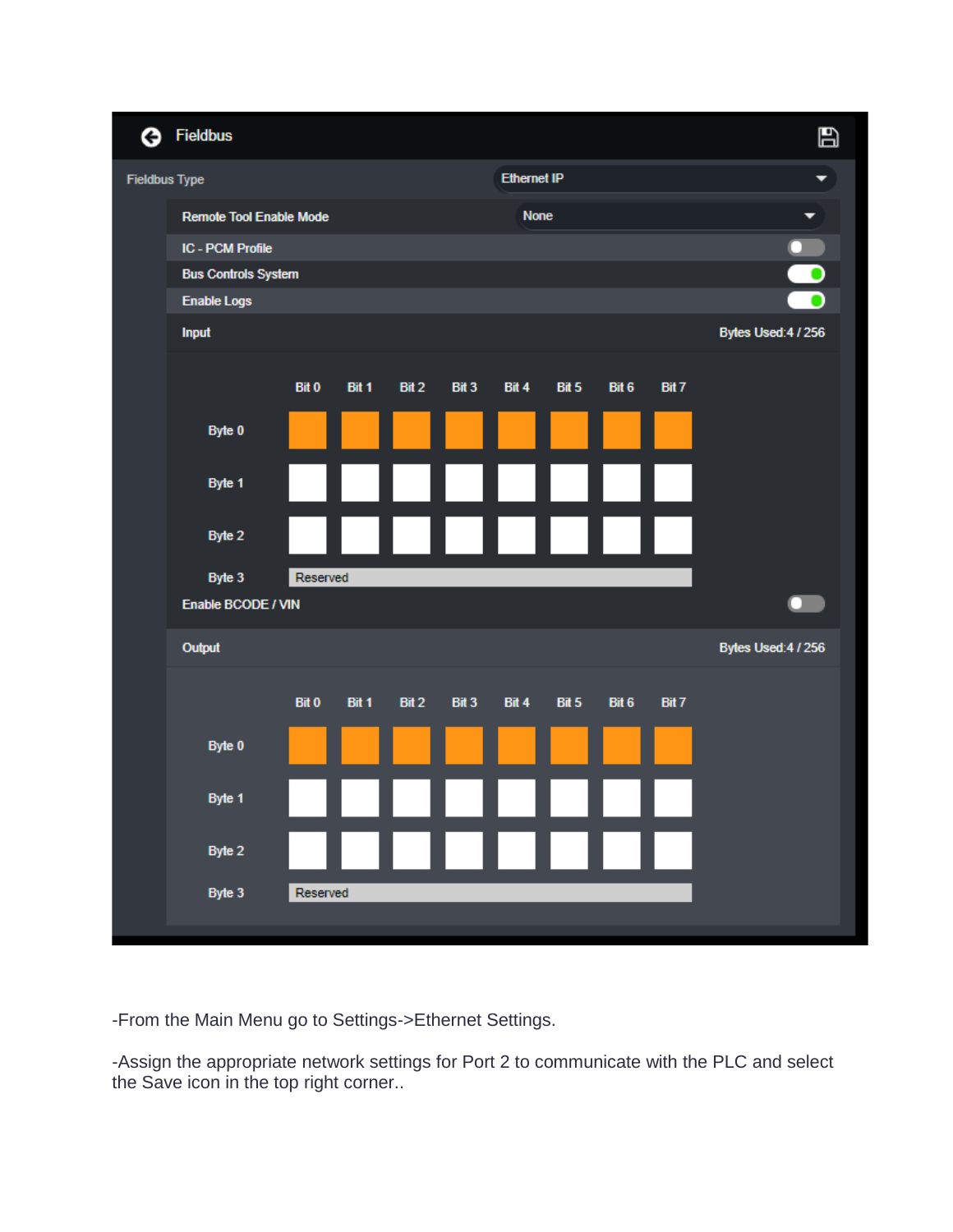**Fieldbus**

| Setting | Value |
| --- | --- |
| Fieldbus Type | Ethernet IP |
| Remote Tool Enable Mode | None |
| IC - PCM Profile | Off |
| Bus Controls System | On |
| Enable Logs | On |

**Input** — Bytes Used:4 / 256

| | Bit 0 | Bit 1 | Bit 2 | Bit 3 | Bit 4 | Bit 5 | Bit 6 | Bit 7 |
| --- | --- | --- | --- | --- | --- | --- | --- | --- |
| Byte 0 | | | | | | | | |
| Byte 1 | | | | | | | | |
| Byte 2 | | | | | | | | |
| Byte 3 | Reserved | | | | | | | |

Enable BCODE / VIN: Off

**Output** — Bytes Used:4 / 256

| | Bit 0 | Bit 1 | Bit 2 | Bit 3 | Bit 4 | Bit 5 | Bit 6 | Bit 7 |
| --- | --- | --- | --- | --- | --- | --- | --- | --- |
| Byte 0 | | | | | | | | |
| Byte 1 | | | | | | | | |
| Byte 2 | | | | | | | | |
| Byte 3 | Reserved | | | | | | | |

-From the Main Menu go to Settings->Ethernet Settings.

-Assign the appropriate network settings for Port 2 to communicate with the PLC and select the Save icon in the top right corner..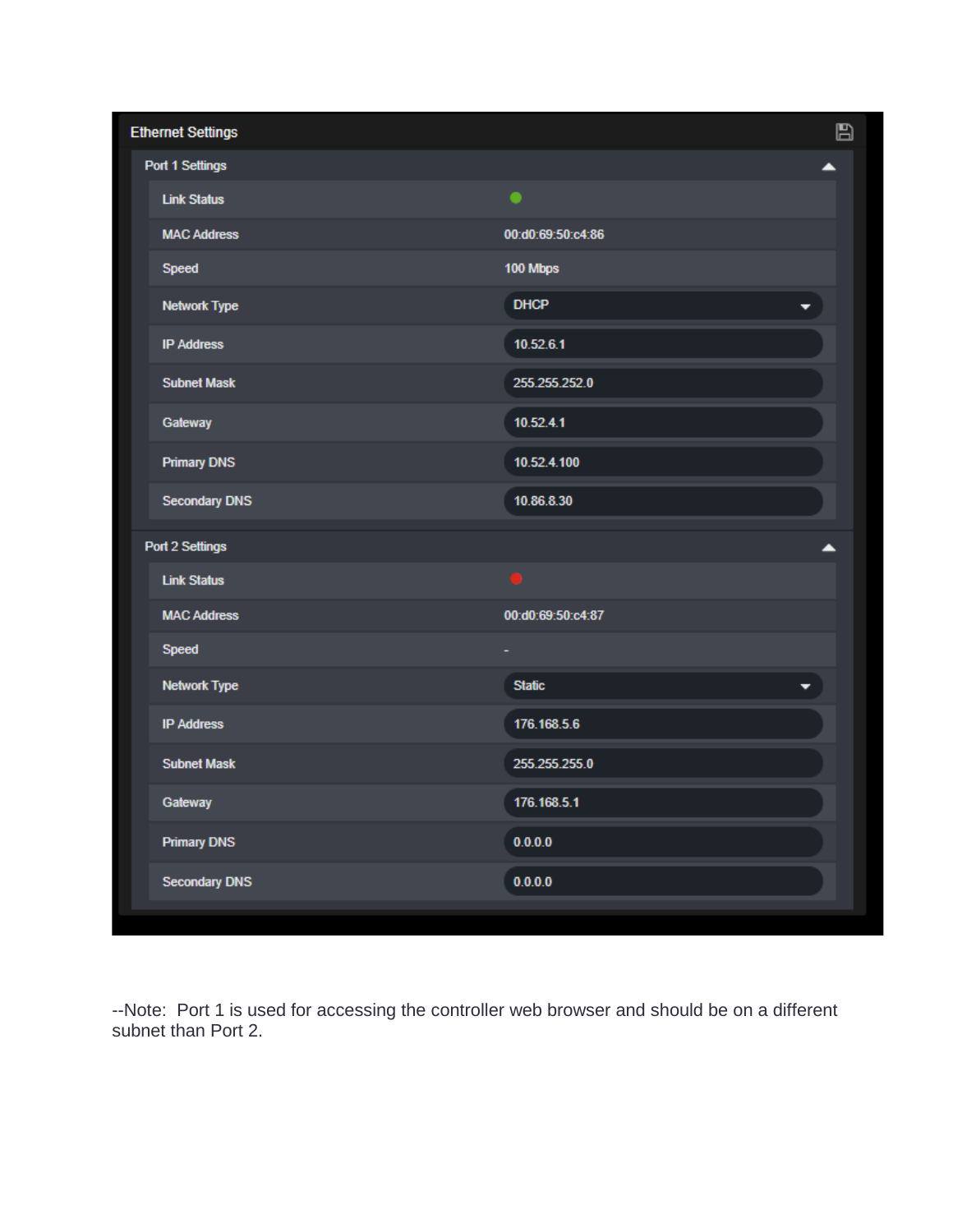## Ethernet Settings

### Port 1 Settings

| Setting | Value |
|---|---|
| Link Status | ● (green) |
| MAC Address | 00:d0:69:50:c4:86 |
| Speed | 100 Mbps |
| Network Type | DHCP |
| IP Address | 10.52.6.1 |
| Subnet Mask | 255.255.252.0 |
| Gateway | 10.52.4.1 |
| Primary DNS | 10.52.4.100 |
| Secondary DNS | 10.86.8.30 |

### Port 2 Settings

| Setting | Value |
|---|---|
| Link Status | ● (red) |
| MAC Address | 00:d0:69:50:c4:87 |
| Speed | - |
| Network Type | Static |
| IP Address | 176.168.5.6 |
| Subnet Mask | 255.255.255.0 |
| Gateway | 176.168.5.1 |
| Primary DNS | 0.0.0.0 |
| Secondary DNS | 0.0.0.0 |

--Note: Port 1 is used for accessing the controller web browser and should be on a different subnet than Port 2.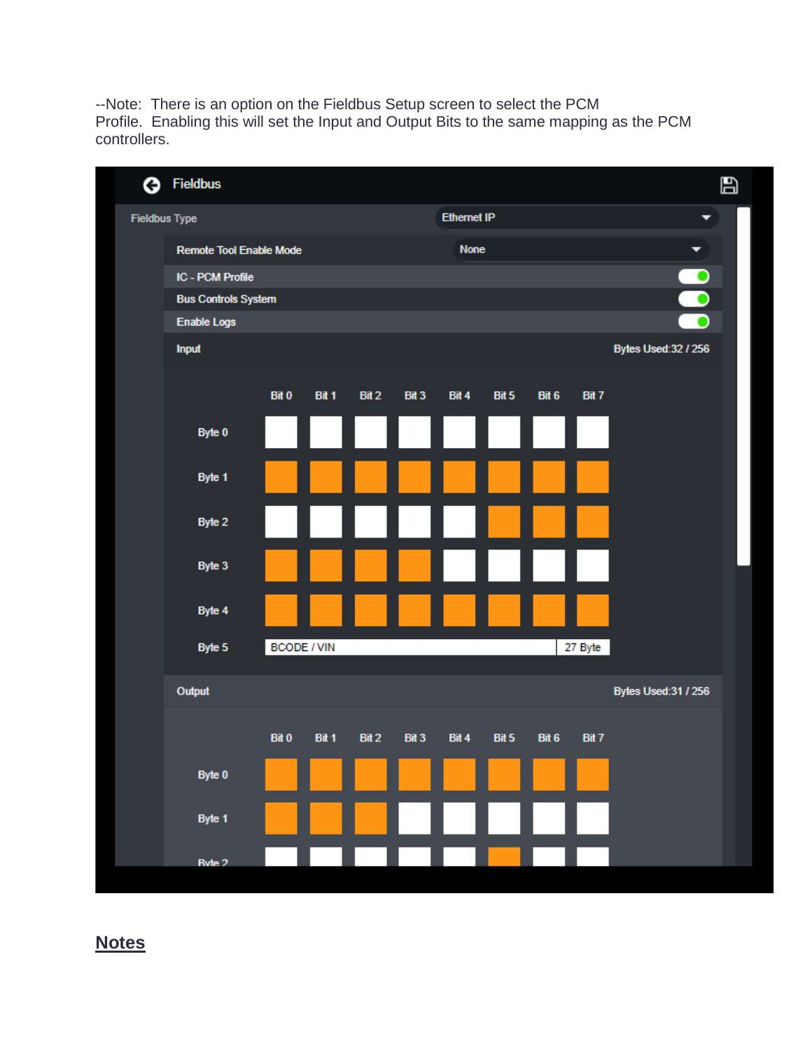--Note: There is an option on the Fieldbus Setup screen to select the PCM Profile. Enabling this will set the Input and Output Bits to the same mapping as the PCM controllers.

Fieldbus

| Setting | Value |
| --- | --- |
| Fieldbus Type | Ethernet IP |
| Remote Tool Enable Mode | None |
| IC - PCM Profile | On |
| Bus Controls System | On |
| Enable Logs | On |

Input — Bytes Used:32 / 256

| | Bit 0 | Bit 1 | Bit 2 | Bit 3 | Bit 4 | Bit 5 | Bit 6 | Bit 7 |
| --- | --- | --- | --- | --- | --- | --- | --- | --- |
| Byte 0 | | | | | | | | |
| Byte 1 | | | | | | | | |
| Byte 2 | | | | | | | | |
| Byte 3 | | | | | | | | |
| Byte 4 | | | | | | | | |
| Byte 5 | BCODE / VIN | | | | | | | 27 Byte |

Output — Bytes Used:31 / 256

| | Bit 0 | Bit 1 | Bit 2 | Bit 3 | Bit 4 | Bit 5 | Bit 6 | Bit 7 |
| --- | --- | --- | --- | --- | --- | --- | --- | --- |
| Byte 0 | | | | | | | | |
| Byte 1 | | | | | | | | |
| Byte 2 | | | | | | | | |

## Notes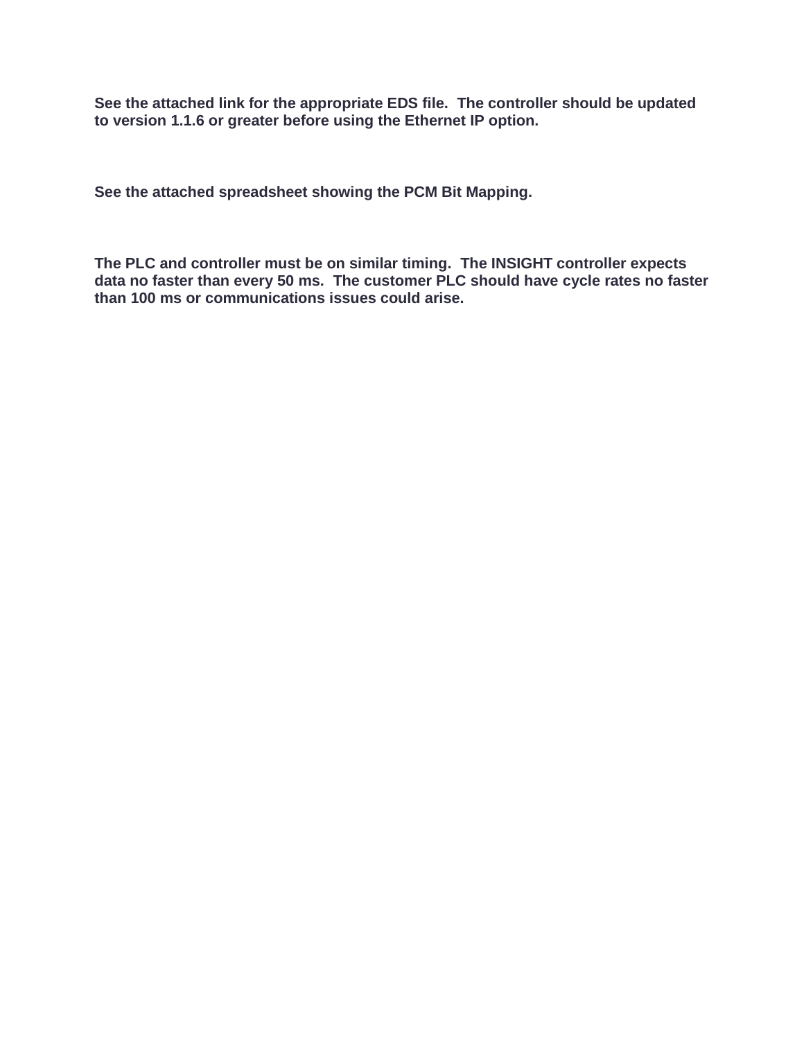**See the attached link for the appropriate EDS file. The controller should be updated to version 1.1.6 or greater before using the Ethernet IP option.**

**See the attached spreadsheet showing the PCM Bit Mapping.**

**The PLC and controller must be on similar timing. The INSIGHT controller expects data no faster than every 50 ms. The customer PLC should have cycle rates no faster than 100 ms or communications issues could arise.**